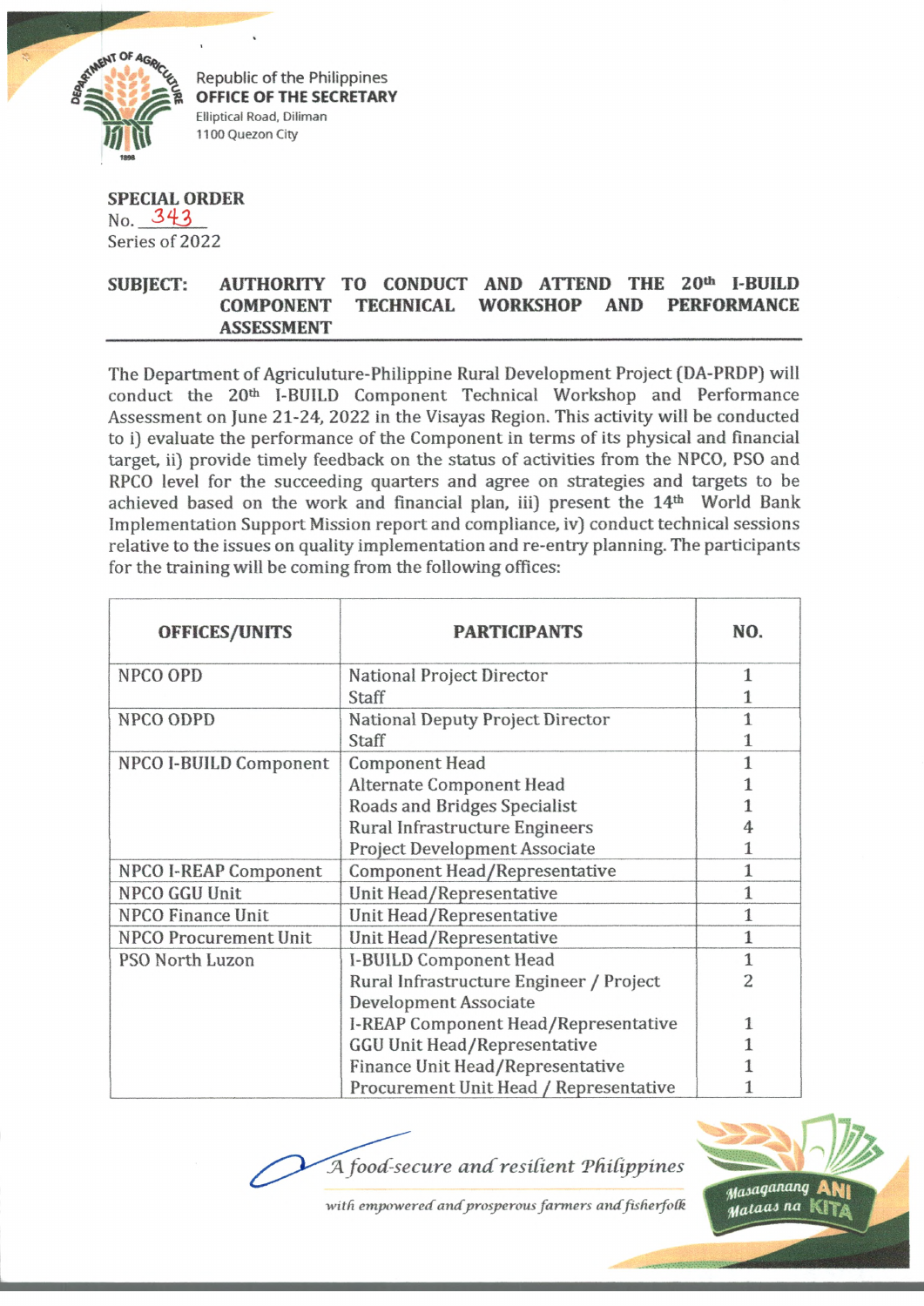Republic of the Philippines
**OFFICE OF THE SECRETARY**
Elliptical Road, Diliman
1100 Quezon City

**SPECIAL ORDER**
No. 343
Series of 2022

**SUBJECT: AUTHORITY TO CONDUCT AND ATTEND THE 20th I-BUILD COMPONENT TECHNICAL WORKSHOP AND PERFORMANCE ASSESSMENT**

The Department of Agriculuture-Philippine Rural Development Project (DA-PRDP) will conduct the 20th I-BUILD Component Technical Workshop and Performance Assessment on June 21-24, 2022 in the Visayas Region. This activity will be conducted to i) evaluate the performance of the Component in terms of its physical and financial target, ii) provide timely feedback on the status of activities from the NPCO, PSO and RPCO level for the succeeding quarters and agree on strategies and targets to be achieved based on the work and financial plan, iii) present the 14th World Bank Implementation Support Mission report and compliance, iv) conduct technical sessions relative to the issues on quality implementation and re-entry planning. The participants for the training will be coming from the following offices:

| OFFICES/UNITS | PARTICIPANTS | NO. |
|---|---|---|
| NPCO OPD | National Project Director | 1 |
| | Staff | 1 |
| NPCO ODPD | National Deputy Project Director | 1 |
| | Staff | 1 |
| NPCO I-BUILD Component | Component Head | 1 |
| | Alternate Component Head | 1 |
| | Roads and Bridges Specialist | 1 |
| | Rural Infrastructure Engineers | 4 |
| | Project Development Associate | 1 |
| NPCO I-REAP Component | Component Head/Representative | 1 |
| NPCO GGU Unit | Unit Head/Representative | 1 |
| NPCO Finance Unit | Unit Head/Representative | 1 |
| NPCO Procurement Unit | Unit Head/Representative | 1 |
| PSO North Luzon | I-BUILD Component Head | 1 |
| | Rural Infrastructure Engineer / Project Development Associate | 2 |
| | I-REAP Component Head/Representative | 1 |
| | GGU Unit Head/Representative | 1 |
| | Finance Unit Head/Representative | 1 |
| | Procurement Unit Head / Representative | 1 |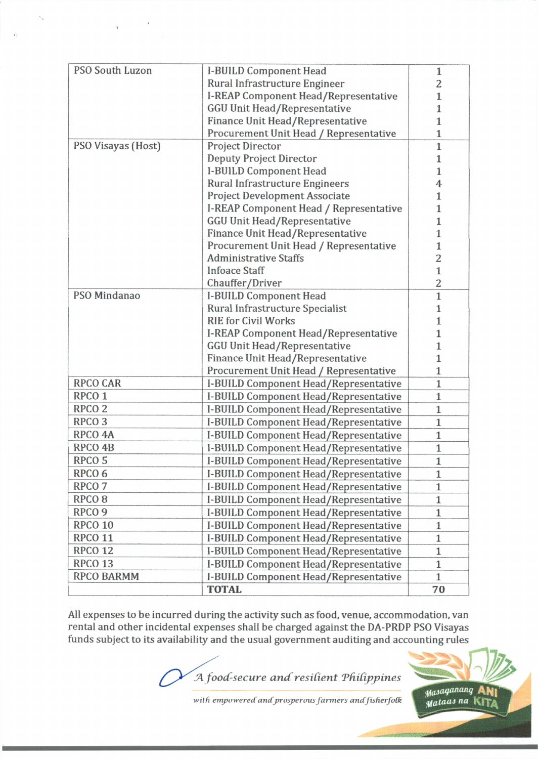| | | |
|---|---|---|
| PSO South Luzon | I-BUILD Component Head | 1 |
| | Rural Infrastructure Engineer | 2 |
| | I-REAP Component Head/Representative | 1 |
| | GGU Unit Head/Representative | 1 |
| | Finance Unit Head/Representative | 1 |
| | Procurement Unit Head / Representative | 1 |
| PSO Visayas (Host) | Project Director | 1 |
| | Deputy Project Director | 1 |
| | I-BUILD Component Head | 1 |
| | Rural Infrastructure Engineers | 4 |
| | Project Development Associate | 1 |
| | I-REAP Component Head / Representative | 1 |
| | GGU Unit Head/Representative | 1 |
| | Finance Unit Head/Representative | 1 |
| | Procurement Unit Head / Representative | 1 |
| | Administrative Staffs | 2 |
| | Infoace Staff | 1 |
| | Chauffer/Driver | 2 |
| PSO Mindanao | I-BUILD Component Head | 1 |
| | Rural Infrastructure Specialist | 1 |
| | RIE for Civil Works | 1 |
| | I-REAP Component Head/Representative | 1 |
| | GGU Unit Head/Representative | 1 |
| | Finance Unit Head/Representative | 1 |
| | Procurement Unit Head / Representative | 1 |
| RPCO CAR | I-BUILD Component Head/Representative | 1 |
| RPCO 1 | I-BUILD Component Head/Representative | 1 |
| RPCO 2 | I-BUILD Component Head/Representative | 1 |
| RPCO 3 | I-BUILD Component Head/Representative | 1 |
| RPCO 4A | I-BUILD Component Head/Representative | 1 |
| RPCO 4B | I-BUILD Component Head/Representative | 1 |
| RPCO 5 | I-BUILD Component Head/Representative | 1 |
| RPCO 6 | I-BUILD Component Head/Representative | 1 |
| RPCO 7 | I-BUILD Component Head/Representative | 1 |
| RPCO 8 | I-BUILD Component Head/Representative | 1 |
| RPCO 9 | I-BUILD Component Head/Representative | 1 |
| RPCO 10 | I-BUILD Component Head/Representative | 1 |
| RPCO 11 | I-BUILD Component Head/Representative | 1 |
| RPCO 12 | I-BUILD Component Head/Representative | 1 |
| RPCO 13 | I-BUILD Component Head/Representative | 1 |
| RPCO BARMM | I-BUILD Component Head/Representative | 1 |
| | **TOTAL** | **70** |

All expenses to be incurred during the activity such as food, venue, accommodation, van rental and other incidental expenses shall be charged against the DA-PRDP PSO Visayas funds subject to its availability and the usual government auditing and accounting rules

*A food-secure and resilient Philippines*

*with empowered and prosperous farmers and fisherfolk*

Masaganang ANI Mataas na KITA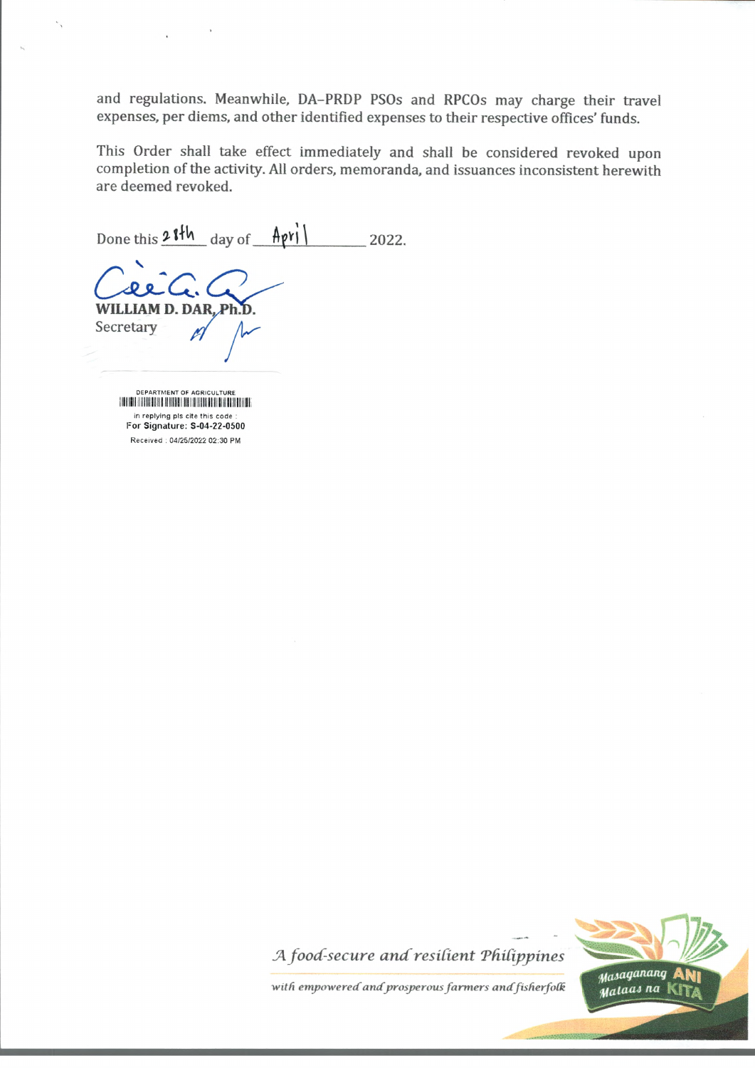and regulations. Meanwhile, DA–PRDP PSOs and RPCOs may charge their travel expenses, per diems, and other identified expenses to their respective offices' funds.

This Order shall take effect immediately and shall be considered revoked upon completion of the activity. All orders, memoranda, and issuances inconsistent herewith are deemed revoked.

Done this 28th day of April 2022.

**WILLIAM D. DAR, Ph.D.**
Secretary

DEPARTMENT OF AGRICULTURE
in replying pls cite this code :
**For Signature: S-04-22-0500**
Received : 04/25/2022 02:30 PM

*A food-secure and resilient Philippines*
*with empowered and prosperous farmers and fisherfolk*

Masaganang ANI Mataas na KITA